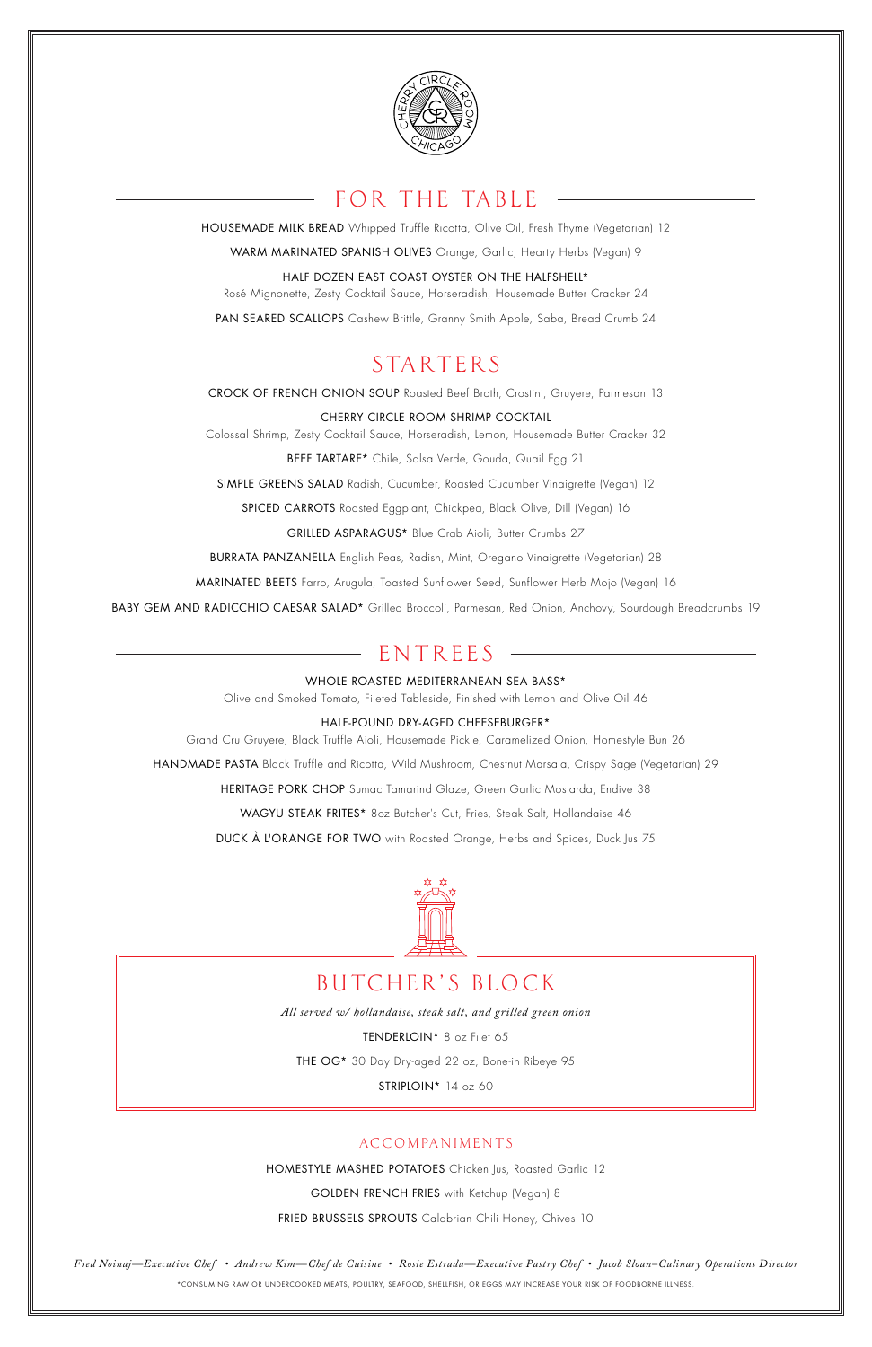# FOR THE TABLE

HOUSEMADE MILK BREAD Whipped Truffle Ricotta, Olive Oil, Fresh Thyme (Vegetarian) 12

WARM MARINATED SPANISH OLIVES Orange, Garlic, Hearty Herbs (Vegan) 9

HALF DOZEN EAST COAST OYSTER ON THE HALFSHELL*
Rosé Mignonette, Zesty Cocktail Sauce, Horseradish, Housemade Butter Cracker 24

PAN SEARED SCALLOPS Cashew Brittle, Granny Smith Apple, Saba, Bread Crumb 24

# STARTERS

CROCK OF FRENCH ONION SOUP Roasted Beef Broth, Crostini, Gruyere, Parmesan 13

CHERRY CIRCLE ROOM SHRIMP COCKTAIL
Colossal Shrimp, Zesty Cocktail Sauce, Horseradish, Lemon, Housemade Butter Cracker 32

BEEF TARTARE* Chile, Salsa Verde, Gouda, Quail Egg 21

SIMPLE GREENS SALAD Radish, Cucumber, Roasted Cucumber Vinaigrette (Vegan) 12

SPICED CARROTS Roasted Eggplant, Chickpea, Black Olive, Dill (Vegan) 16

GRILLED ASPARAGUS* Blue Crab Aioli, Butter Crumbs 27

BURRATA PANZANELLA English Peas, Radish, Mint, Oregano Vinaigrette (Vegetarian) 28

MARINATED BEETS Farro, Arugula, Toasted Sunflower Seed, Sunflower Herb Mojo (Vegan) 16

BABY GEM AND RADICCHIO CAESAR SALAD* Grilled Broccoli, Parmesan, Red Onion, Anchovy, Sourdough Breadcrumbs 19

# ENTREES

WHOLE ROASTED MEDITERRANEAN SEA BASS*
Olive and Smoked Tomato, Fileted Tableside, Finished with Lemon and Olive Oil 46

HALF-POUND DRY-AGED CHEESEBURGER*
Grand Cru Gruyere, Black Truffle Aioli, Housemade Pickle, Caramelized Onion, Homestyle Bun 26

HANDMADE PASTA Black Truffle and Ricotta, Wild Mushroom, Chestnut Marsala, Crispy Sage (Vegetarian) 29

HERITAGE PORK CHOP Sumac Tamarind Glaze, Green Garlic Mostarda, Endive 38

WAGYU STEAK FRITES* 8oz Butcher's Cut, Fries, Steak Salt, Hollandaise 46

DUCK À L'ORANGE FOR TWO with Roasted Orange, Herbs and Spices, Duck Jus 75

# BUTCHER'S BLOCK

*All served w/ hollandaise, steak salt, and grilled green onion*

TENDERLOIN* 8 oz Filet 65

THE OG* 30 Day Dry-aged 22 oz, Bone-in Ribeye 95

STRIPLOIN* 14 oz 60

## ACCOMPANIMENTS

HOMESTYLE MASHED POTATOES Chicken Jus, Roasted Garlic 12

GOLDEN FRENCH FRIES with Ketchup (Vegan) 8

FRIED BRUSSELS SPROUTS Calabrian Chili Honey, Chives 10

*Fred Noinaj—Executive Chef • Andrew Kim—Chef de Cuisine • Rosie Estrada—Executive Pastry Chef • Jacob Sloan–Culinary Operations Director*

*CONSUMING RAW OR UNDERCOOKED MEATS, POULTRY, SEAFOOD, SHELLFISH, OR EGGS MAY INCREASE YOUR RISK OF FOODBORNE ILLNESS.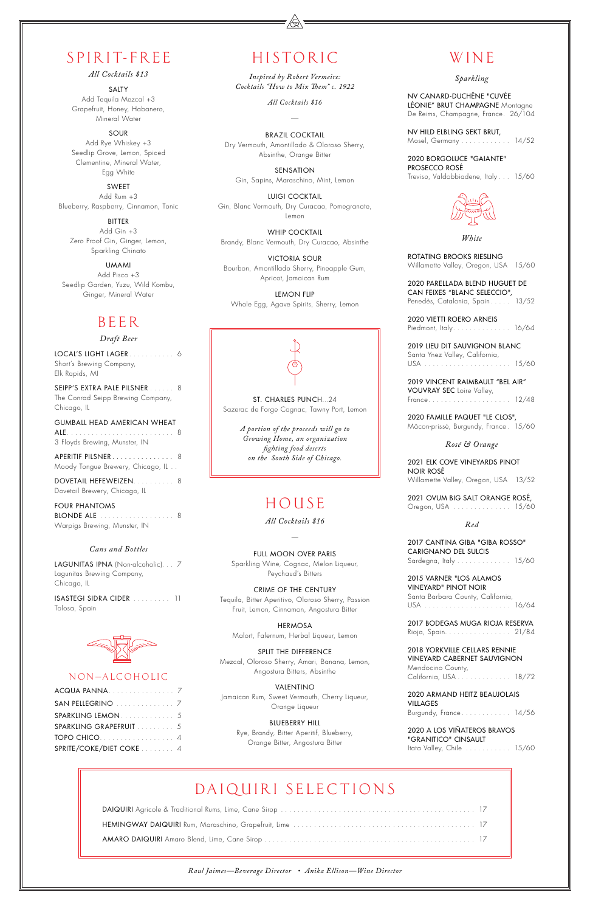# SPIRIT-FREE

*All Cocktails $13*

SALTY
Add Tequila Mezcal +3
Grapefruit, Honey, Habanero, Mineral Water

SOUR
Add Rye Whiskey +3
Seedlip Grove, Lemon, Spiced Clementine, Mineral Water, Egg White

SWEET
Add Rum +3
Blueberry, Raspberry, Cinnamon, Tonic

BITTER
Add Gin +3
Zero Proof Gin, Ginger, Lemon, Sparkling Chinato

UMAMI
Add Pisco +3
Seedlip Garden, Yuzu, Wild Kombu, Ginger, Mineral Water

# BEER

*Draft Beer*

LOCAL'S LIGHT LAGER . . . 6
Short's Brewing Company, Elk Rapids, MI

SEIPP'S EXTRA PALE PILSNER . . . 8
The Conrad Seipp Brewing Company, Chicago, IL

GUMBALL HEAD AMERICAN WHEAT ALE . . . 8
3 Floyds Brewing, Munster, IN

APERITIF PILSNER . . . 8
Moody Tongue Brewery, Chicago, IL

DOVETAIL HEFEWEIZEN . . . 8
Dovetail Brewery, Chicago, IL

FOUR PHANTOMS BLONDE ALE . . . 8
Warpigs Brewing, Munster, IN

*Cans and Bottles*

LAGUNITAS IPNA (Non-alcoholic) . . . 7
Lagunitas Brewing Company, Chicago, IL

ISASTEGI SIDRA CIDER . . . 11
Tolosa, Spain

## NON–ALCOHOLIC

ACQUA PANNA . . . 7
SAN PELLEGRINO . . . 7
SPARKLING LEMON . . . 5
SPARKLING GRAPEFRUIT . . . 5
TOPO CHICO . . . 4
SPRITE/COKE/DIET COKE . . . 4

# HISTORIC

*Inspired by Robert Vermeire: Cocktails "How to Mix Them" c. 1922*

*All Cocktails $16*

BRAZIL COCKTAIL
Dry Vermouth, Amontillado & Oloroso Sherry, Absinthe, Orange Bitter

SENSATION
Gin, Sapins, Maraschino, Mint, Lemon

LUIGI COCKTAIL
Gin, Blanc Vermouth, Dry Curacao, Pomegranate, Lemon

WHIP COCKTAIL
Brandy, Blanc Vermouth, Dry Curacao, Absinthe

VICTORIA SOUR
Bourbon, Amontillado Sherry, Pineapple Gum, Apricot, Jamaican Rum

LEMON FLIP
Whole Egg, Agave Spirits, Sherry, Lemon

ST. CHARLES PUNCH . . . 24
Sazerac de Forge Cognac, Tawny Port, Lemon

*A portion of the proceeds will go to Growing Home, an organization fighting food deserts on the South Side of Chicago.*

# HOUSE

*All Cocktails $16*

FULL MOON OVER PARIS
Sparkling Wine, Cognac, Melon Liqueur, Peychaud's Bitters

CRIME OF THE CENTURY
Tequila, Bitter Aperitivo, Oloroso Sherry, Passion Fruit, Lemon, Cinnamon, Angostura Bitter

HERMOSA
Malort, Falernum, Herbal Liqueur, Lemon

SPLIT THE DIFFERENCE
Mezcal, Oloroso Sherry, Amari, Banana, Lemon, Angostura Bitters, Absinthe

VALENTINO
Jamaican Rum, Sweet Vermouth, Cherry Liqueur, Orange Liqueur

BLUEBERRY HILL
Rye, Brandy, Bitter Aperitif, Blueberry, Orange Bitter, Angostura Bitter

# WINE

*Sparkling*

NV CANARD-DUCHÊNE "CUVÉE LÉONIE" BRUT CHAMPAGNE Montagne De Reims, Champagne, France . . . 26/104

NV HILD ELBLING SEKT BRUT, Mosel, Germany . . . 14/52

2020 BORGOLUCE "GAIANTE" PROSECCO ROSÉ
Treviso, Valdobbiadene, Italy . . . 15/60

*White*

ROTATING BROOKS RIESLING
Willamette Valley, Oregon, USA . . . 15/60

2020 PARELLADA BLEND HUGUET DE CAN FEIXES "BLANC SELECCIO",
Penedès, Catalonia, Spain . . . 13/52

2020 VIETTI ROERO ARNEIS
Piedmont, Italy . . . 16/64

2019 LIEU DIT SAUVIGNON BLANC
Santa Ynez Valley, California, USA . . . 15/60

2019 VINCENT RAIMBAULT "BEL AIR" VOUVRAY SEC Loire Valley, France . . . 12/48

2020 FAMILLE PAQUET "LE CLOS", Mâcon-prissé, Burgundy, France . . . 15/60

*Rosé & Orange*

2021 ELK COVE VINEYARDS PINOT NOIR ROSÉ
Willamette Valley, Oregon, USA . . . 13/52

2021 OVUM BIG SALT ORANGE ROSÉ,
Oregon, USA . . . 15/60

*Red*

2017 CANTINA GIBA "GIBA ROSSO" CARIGNANO DEL SULCIS
Sardegna, Italy . . . 15/60

2015 VARNER "LOS ALAMOS VINEYARD" PINOT NOIR
Santa Barbara County, California, USA . . . 16/64

2017 BODEGAS MUGA RIOJA RESERVA
Rioja, Spain . . . 21/84

2018 YORKVILLE CELLARS RENNIE VINEYARD CABERNET SAUVIGNON
Mendocino County, California, USA . . . 18/72

2020 ARMAND HEITZ BEAUJOLAIS VILLAGES
Burgundy, France . . . 14/56

2020 A LOS VIÑATEROS BRAVOS "GRANITICO" CINSAULT
Itata Valley, Chile . . . 15/60

# DAIQUIRI SELECTIONS

DAIQUIRI Agricole & Traditional Rums, Lime, Cane Sirop . . . 17

HEMINGWAY DAIQUIRI Rum, Maraschino, Grapefruit, Lime . . . 17

AMARO DAIQUIRI Amaro Blend, Lime, Cane Sirop . . . 17

*Raul Jaimes—Beverage Director • Anika Ellison—Wine Director*